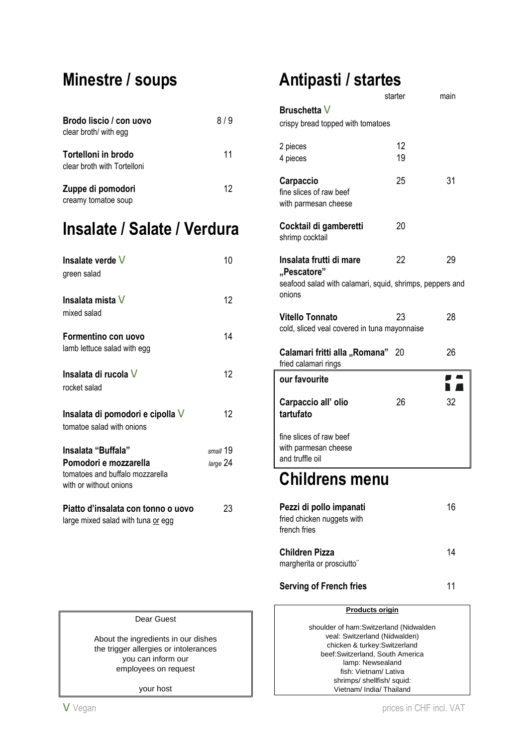# Minestre / soups

| | |
|---|---|
| **Brodo liscio / con uovo**<br>clear broth/ with egg | 8 / 9 |
| **Tortelloni in brodo**<br>clear broth with Tortelloni | 11 |
| **Zuppe di pomodori**<br>creamy tomatoe soup | 12 |

# Insalate / Salate / Verdura

| | |
|---|---|
| **Insalate verde** V<br>green salad | 10 |
| **Insalata mista** V<br>mixed salad | 12 |
| **Formentino con uovo**<br>lamb lettuce salad with egg | 14 |
| **Insalata di rucola** V<br>rocket salad | 12 |
| **Insalata di pomodori e cipolla** V<br>tomatoe salad with onions | 12 |
| **Insalata "Buffala"<br>Pomodori e mozzarella**<br>tomatoes and buffalo mozzarella<br>with or without onions | *small* 19<br>*large* 24 |
| **Piatto d'insalata con tonno o uovo**<br>large mixed salad with tuna or egg | 23 |

# Antipasti / startes

| | starter | main |
|---|---|---|
| **Bruschetta** V<br>crispy bread topped with tomatoes | | |
| 2 pieces | 12 | |
| 4 pieces | 19 | |
| **Carpaccio**<br>fine slices of raw beef<br>with parmesan cheese | 25 | 31 |
| **Cocktail di gamberetti**<br>shrimp cocktail | 20 | |
| **Insalata frutti di mare „Pescatore"**<br>seafood salad with calamari, squid, shrimps, peppers and onions | 22 | 29 |
| **Vitello Tonnato**<br>cold, sliced veal covered in tuna mayonnaise | 23 | 28 |
| **Calamari fritti alla „Romana"**<br>fried calamari rings | 20 | 26 |

**our favourite**

| | starter | main |
|---|---|---|
| **Carpaccio all' olio tartufato**<br>fine slices of raw beef<br>with parmesan cheese<br>and truffle oil | 26 | 32 |

# Childrens menu

| | |
|---|---|
| **Pezzi di pollo impanati**<br>fried chicken nuggets with<br>french fries | 16 |
| **Children Pizza**<br>margherita or prosciutto¨ | 14 |
| **Serving of French fries** | 11 |

Dear Guest

About the ingredients in our dishes
the trigger allergies or intolerances
you can inform our
employees on request

your host

**Products origin**

shoulder of ham:Switzerland (Nidwalden
veal: Switzerland (Nidwalden)
chicken & turkey:Switzerland
beef:Switzerland, South America
lamp: Newsealand
fish: Vietnam/ Lativa
shrimps/ shellfish/ squid:
Vietnam/ India/ Thailand

V Vegan

prices in CHF incl. VAT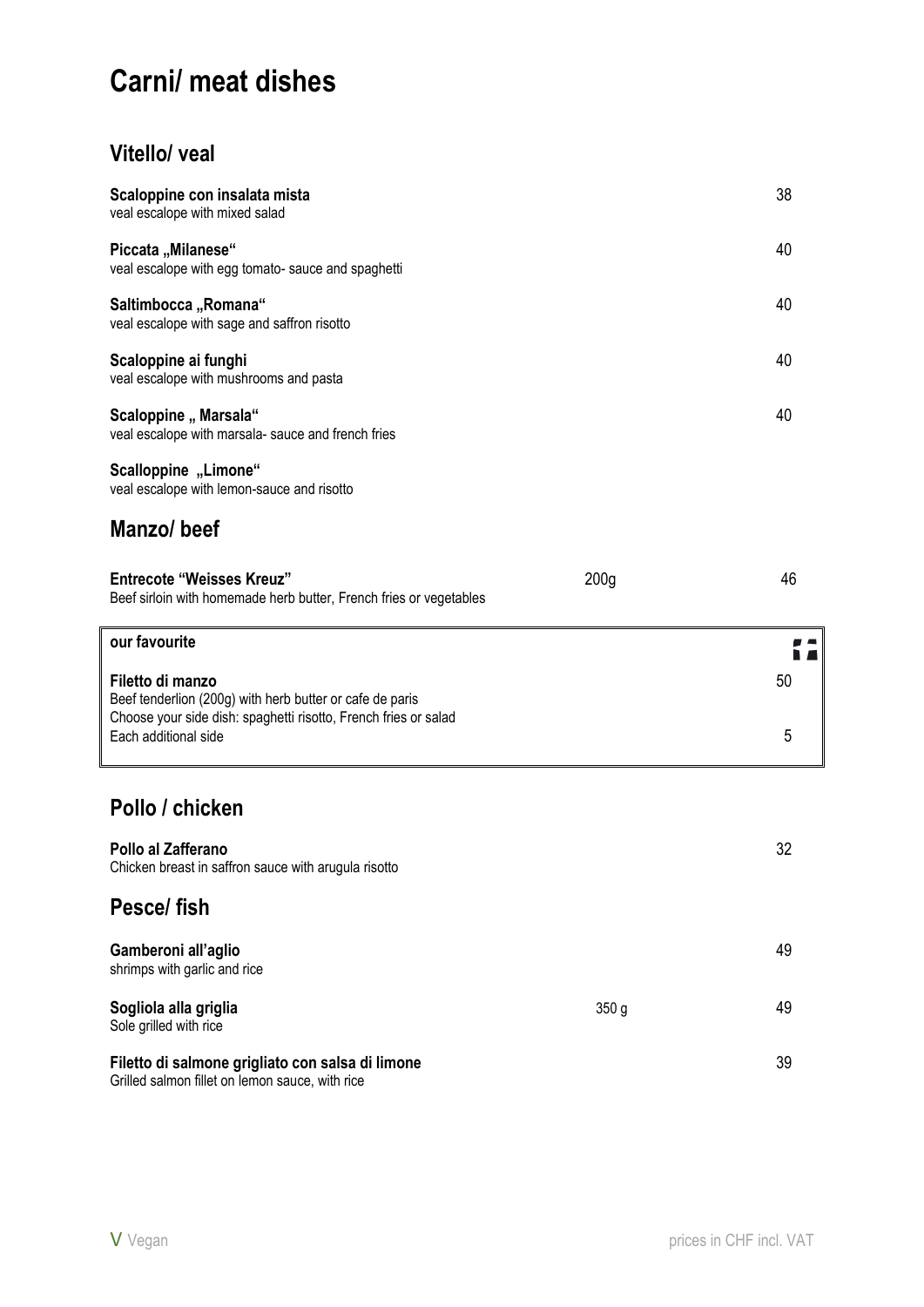# Carni/ meat dishes

## Vitello/ veal

**Scaloppine con insalata mista** — 38
veal escalope with mixed salad

**Piccata „Milanese“** — 40
veal escalope with egg tomato- sauce and spaghetti

**Saltimbocca „Romana“** — 40
veal escalope with sage and saffron risotto

**Scaloppine ai funghi** — 40
veal escalope with mushrooms and pasta

**Scaloppine „ Marsala“** — 40
veal escalope with marsala- sauce and french fries

**Scalloppine „Limone“**
veal escalope with lemon-sauce and risotto

## Manzo/ beef

**Entrecote "Weisses Kreuz"** — 200g — 46
Beef sirloin with homemade herb butter, French fries or vegetables

**our favourite**

**Filetto di manzo** — 50
Beef tenderlion (200g) with herb butter or cafe de paris
Choose your side dish: spaghetti risotto, French fries or salad
Each additional side — 5

## Pollo / chicken

**Pollo al Zafferano** — 32
Chicken breast in saffron sauce with arugula risotto

## Pesce/ fish

**Gamberoni all'aglio** — 49
shrimps with garlic and rice

**Sogliola alla griglia** — 350 g — 49
Sole grilled with rice

**Filetto di salmone grigliato con salsa di limone** — 39
Grilled salmon fillet on lemon sauce, with rice

V Vegan

prices in CHF incl. VAT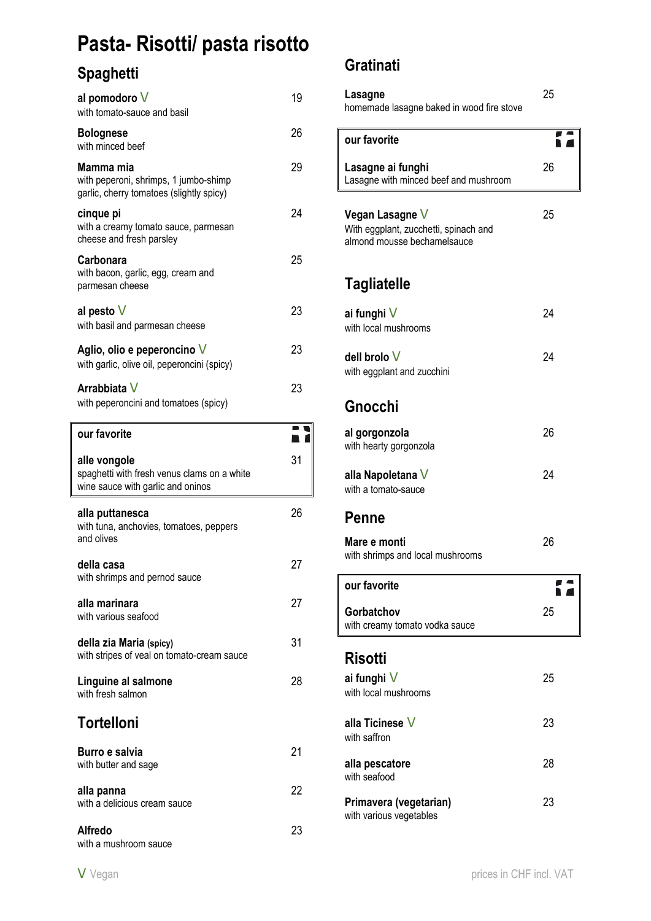# Pasta- Risotti/ pasta risotto

## Spaghetti

**al pomodoro** V — 19
with tomato-sauce and basil

**Bolognese** — 26
with minced beef

**Mamma mia** — 29
with peperoni, shrimps, 1 jumbo-shimp garlic, cherry tomatoes (slightly spicy)

**cinque pi** — 24
with a creamy tomato sauce, parmesan cheese and fresh parsley

**Carbonara** — 25
with bacon, garlic, egg, cream and parmesan cheese

**al pesto** V — 23
with basil and parmesan cheese

**Aglio, olio e peperoncino** V — 23
with garlic, olive oil, peperoncini (spicy)

**Arrabbiata** V — 23
with peperoncini and tomatoes (spicy)

**our favorite**

**alle vongole** — 31
spaghetti with fresh venus clams on a white wine sauce with garlic and oninos

**alla puttanesca** — 26
with tuna, anchovies, tomatoes, peppers and olives

**della casa** — 27
with shrimps and pernod sauce

**alla marinara** — 27
with various seafood

**della zia Maria (spicy)** — 31
with stripes of veal on tomato-cream sauce

**Linguine al salmone** — 28
with fresh salmon

## Tortelloni

**Burro e salvia** — 21
with butter and sage

**alla panna** — 22
with a delicious cream sauce

**Alfredo** — 23
with a mushroom sauce

## Gratinati

**Lasagne** — 25
homemade lasagne baked in wood fire stove

**our favorite**

**Lasagne ai funghi** — 26
Lasagne with minced beef and mushroom

**Vegan Lasagne** V — 25
With eggplant, zucchetti, spinach and almond mousse bechamelsauce

## Tagliatelle

**ai funghi** V — 24
with local mushrooms

**dell brolo** V — 24
with eggplant and zucchini

## Gnocchi

**al gorgonzola** — 26
with hearty gorgonzola

**alla Napoletana** V — 24
with a tomato-sauce

## Penne

**Mare e monti** — 26
with shrimps and local mushrooms

**our favorite**

**Gorbatchov** — 25
with creamy tomato vodka sauce

## Risotti

**ai funghi** V — 25
with local mushrooms

**alla Ticinese** V — 23
with saffron

**alla pescatore** — 28
with seafood

**Primavera (vegetarian)** — 23
with various vegetables

V Vegan

prices in CHF incl. VAT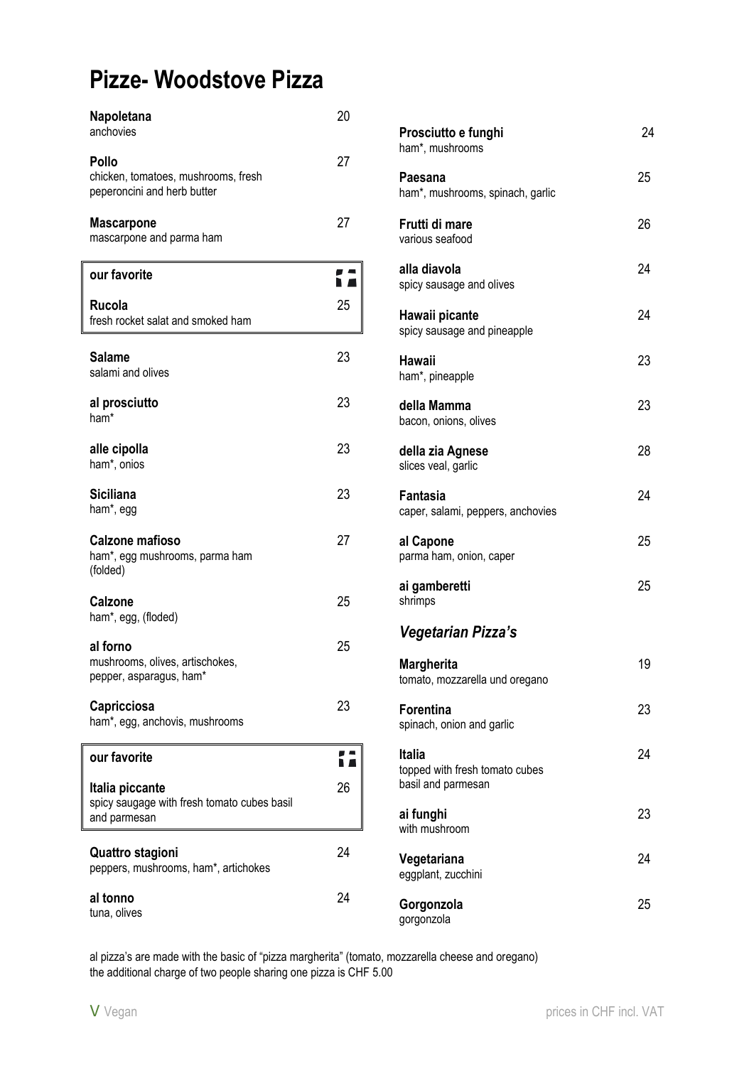# Pizze- Woodstove Pizza

**Napoletana** 20
anchovies

**Pollo** 27
chicken, tomatoes, mushrooms, fresh peperoncini and herb butter

**Mascarpone** 27
mascarpone and parma ham

**our favorite**

**Rucola** 25
fresh rocket salat and smoked ham

**Salame** 23
salami and olives

**al prosciutto** 23
ham*

**alle cipolla** 23
ham*, onios

**Siciliana** 23
ham*, egg

**Calzone mafioso** 27
ham*, egg mushrooms, parma ham (folded)

**Calzone** 25
ham*, egg, (floded)

**al forno** 25
mushrooms, olives, artischokes, pepper, asparagus, ham*

**Capricciosa** 23
ham*, egg, anchovis, mushrooms

**our favorite**

**Italia piccante** 26
spicy saugage with fresh tomato cubes basil and parmesan

**Quattro stagioni** 24
peppers, mushrooms, ham*, artichokes

**al tonno** 24
tuna, olives

**Prosciutto e funghi** 24
ham*, mushrooms

**Paesana** 25
ham*, mushrooms, spinach, garlic

**Frutti di mare** 26
various seafood

**alla diavola** 24
spicy sausage and olives

**Hawaii picante** 24
spicy sausage and pineapple

**Hawaii** 23
ham*, pineapple

**della Mamma** 23
bacon, onions, olives

**della zia Agnese** 28
slices veal, garlic

**Fantasia** 24
caper, salami, peppers, anchovies

**al Capone** 25
parma ham, onion, caper

**ai gamberetti** 25
shrimps

## *Vegetarian Pizza's*

**Margherita** 19
tomato, mozzarella und oregano

**Forentina** 23
spinach, onion and garlic

**Italia** 24
topped with fresh tomato cubes basil and parmesan

**ai funghi** 23
with mushroom

**Vegetariana** 24
eggplant, zucchini

**Gorgonzola** 25
gorgonzola

al pizza's are made with the basic of "pizza margherita" (tomato, mozzarella cheese and oregano)
the additional charge of two people sharing one pizza is CHF 5.00

V Vegan

prices in CHF incl. VAT